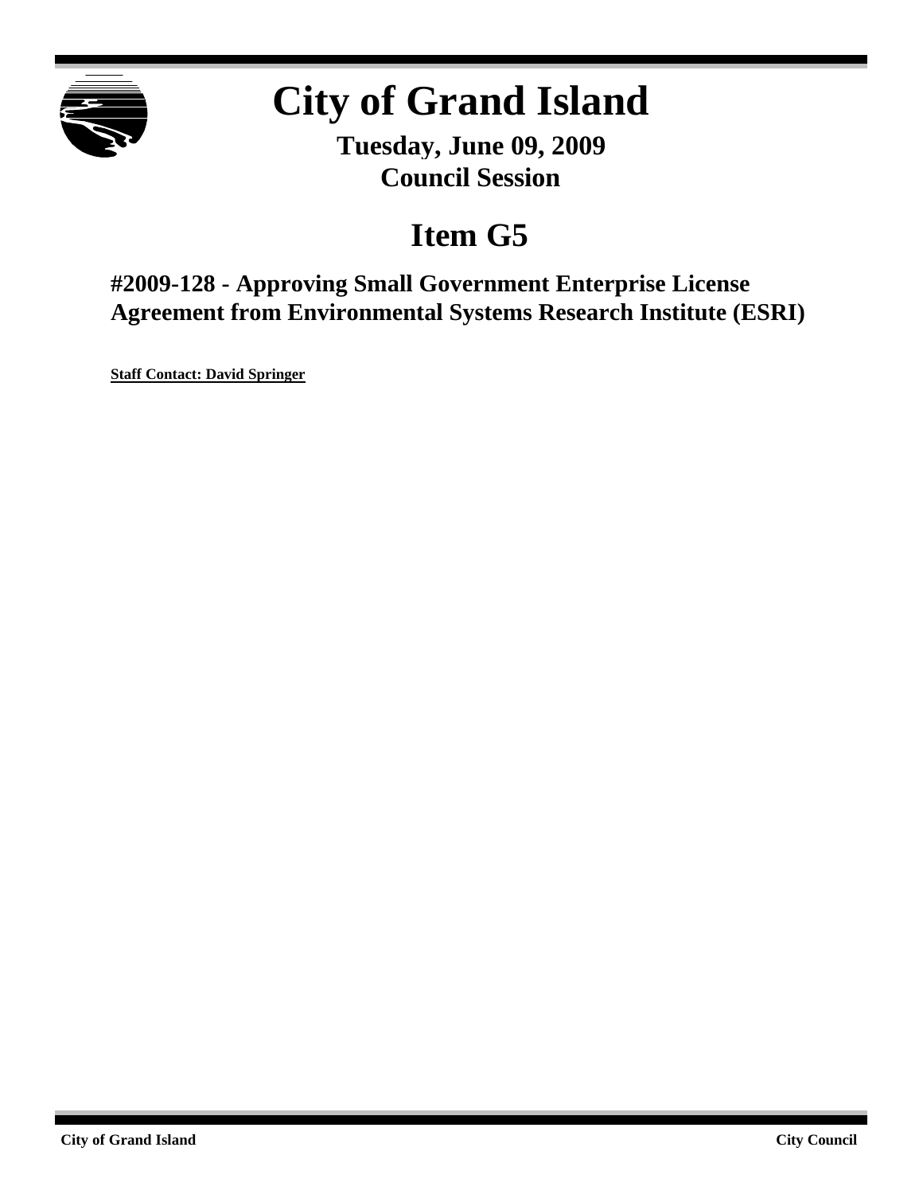# City of Grand Island

**Tuesday, June 09, 2009**
**Council Session**

## Item G5

### #2009-128 - Approving Small Government Enterprise License Agreement from Environmental Systems Research Institute (ESRI)

**Staff Contact: David Springer**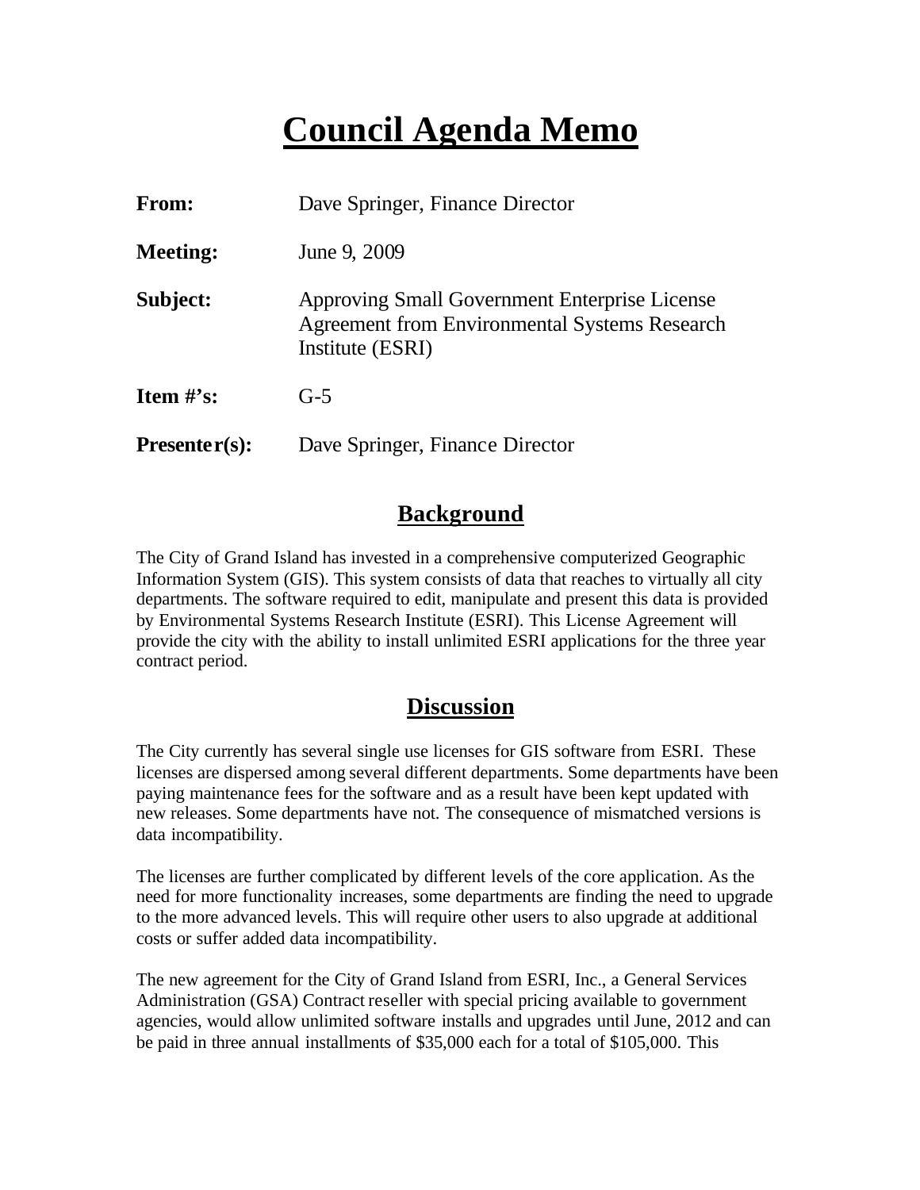# Council Agenda Memo

**From:** Dave Springer, Finance Director

**Meeting:** June 9, 2009

**Subject:** Approving Small Government Enterprise License Agreement from Environmental Systems Research Institute (ESRI)

**Item #'s:** G-5

**Presenter(s):** Dave Springer, Finance Director

## Background

The City of Grand Island has invested in a comprehensive computerized Geographic Information System (GIS). This system consists of data that reaches to virtually all city departments. The software required to edit, manipulate and present this data is provided by Environmental Systems Research Institute (ESRI). This License Agreement will provide the city with the ability to install unlimited ESRI applications for the three year contract period.

## Discussion

The City currently has several single use licenses for GIS software from ESRI. These licenses are dispersed among several different departments. Some departments have been paying maintenance fees for the software and as a result have been kept updated with new releases. Some departments have not. The consequence of mismatched versions is data incompatibility.

The licenses are further complicated by different levels of the core application. As the need for more functionality increases, some departments are finding the need to upgrade to the more advanced levels. This will require other users to also upgrade at additional costs or suffer added data incompatibility.

The new agreement for the City of Grand Island from ESRI, Inc., a General Services Administration (GSA) Contract reseller with special pricing available to government agencies, would allow unlimited software installs and upgrades until June, 2012 and can be paid in three annual installments of $35,000 each for a total of $105,000. This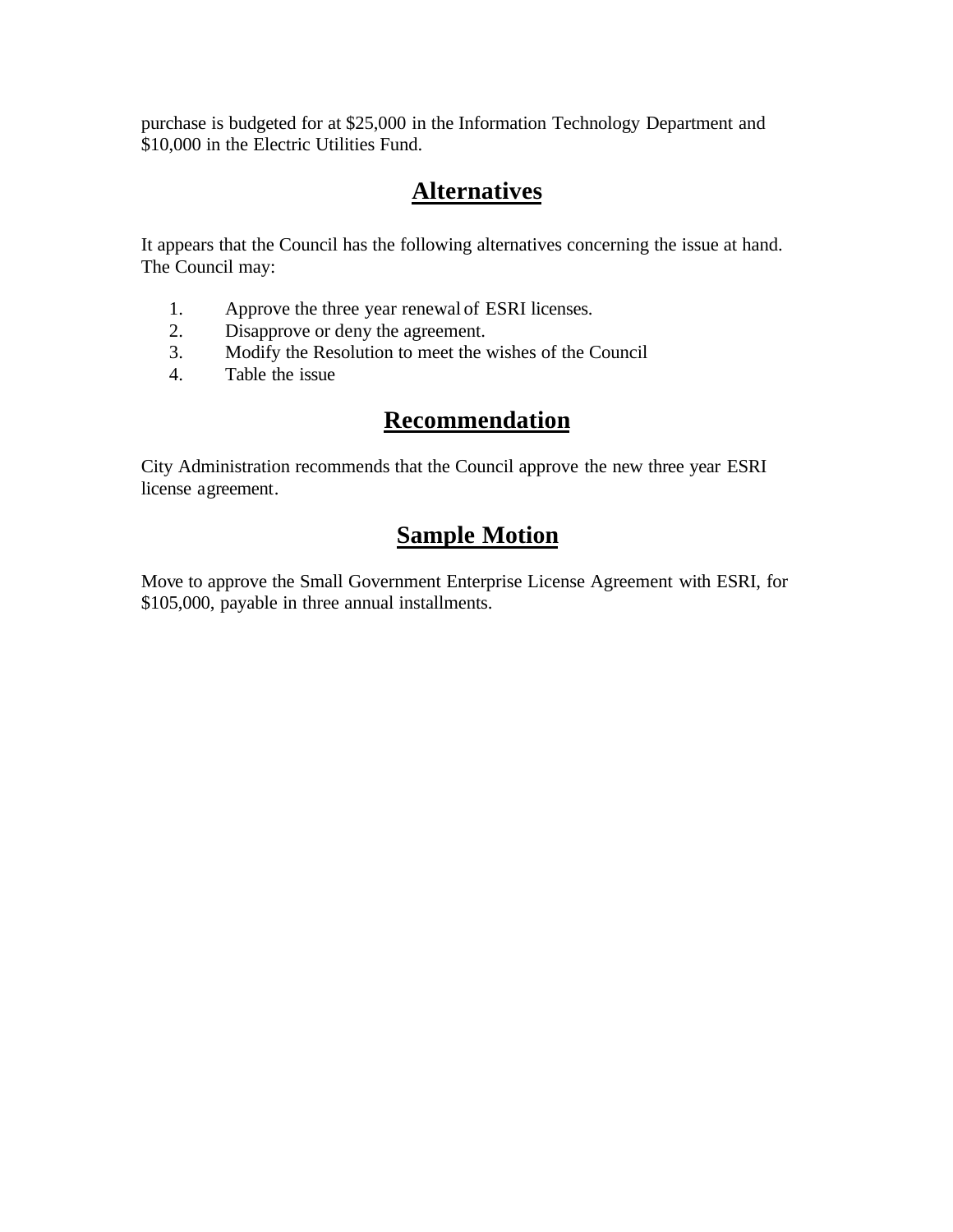purchase is budgeted for at $25,000 in the Information Technology Department and $10,000 in the Electric Utilities Fund.

## Alternatives

It appears that the Council has the following alternatives concerning the issue at hand. The Council may:

1. Approve the three year renewal of ESRI licenses.
2. Disapprove or deny the agreement.
3. Modify the Resolution to meet the wishes of the Council
4. Table the issue

## Recommendation

City Administration recommends that the Council approve the new three year ESRI license agreement.

## Sample Motion

Move to approve the Small Government Enterprise License Agreement with ESRI, for $105,000, payable in three annual installments.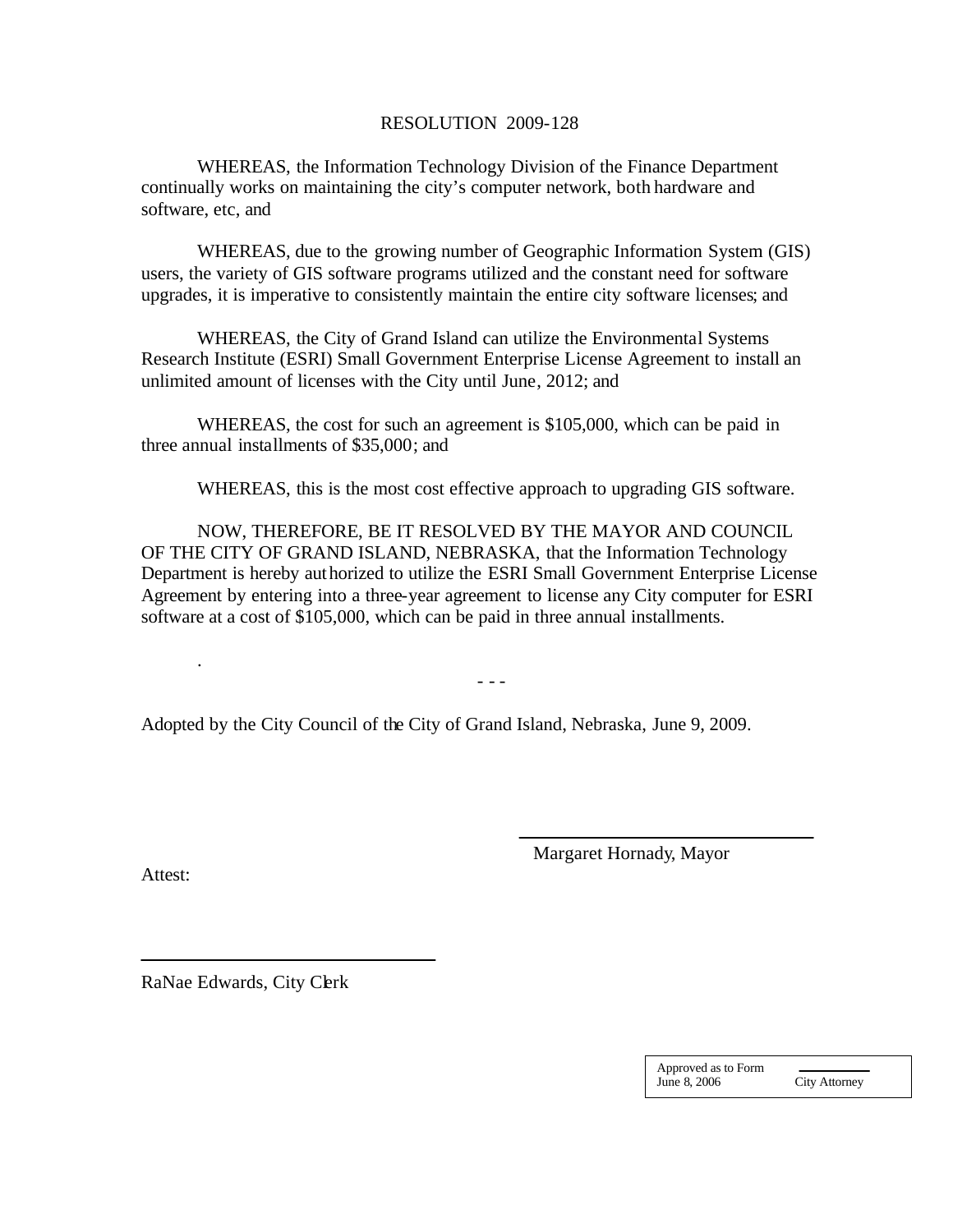# RESOLUTION 2009-128

WHEREAS, the Information Technology Division of the Finance Department continually works on maintaining the city's computer network, both hardware and software, etc, and

WHEREAS, due to the growing number of Geographic Information System (GIS) users, the variety of GIS software programs utilized and the constant need for software upgrades, it is imperative to consistently maintain the entire city software licenses; and

WHEREAS, the City of Grand Island can utilize the Environmental Systems Research Institute (ESRI) Small Government Enterprise License Agreement to install an unlimited amount of licenses with the City until June, 2012; and

WHEREAS, the cost for such an agreement is $105,000, which can be paid in three annual installments of $35,000; and

WHEREAS, this is the most cost effective approach to upgrading GIS software.

NOW, THEREFORE, BE IT RESOLVED BY THE MAYOR AND COUNCIL OF THE CITY OF GRAND ISLAND, NEBRASKA, that the Information Technology Department is hereby authorized to utilize the ESRI Small Government Enterprise License Agreement by entering into a three-year agreement to license any City computer for ESRI software at a cost of $105,000, which can be paid in three annual installments.

.

- - -

Adopted by the City Council of the City of Grand Island, Nebraska, June 9, 2009.

Margaret Hornady, Mayor

Attest:

RaNae Edwards, City Clerk

| | |
|---|---|
| Approved as to Form | |
| June 8, 2006 | City Attorney |